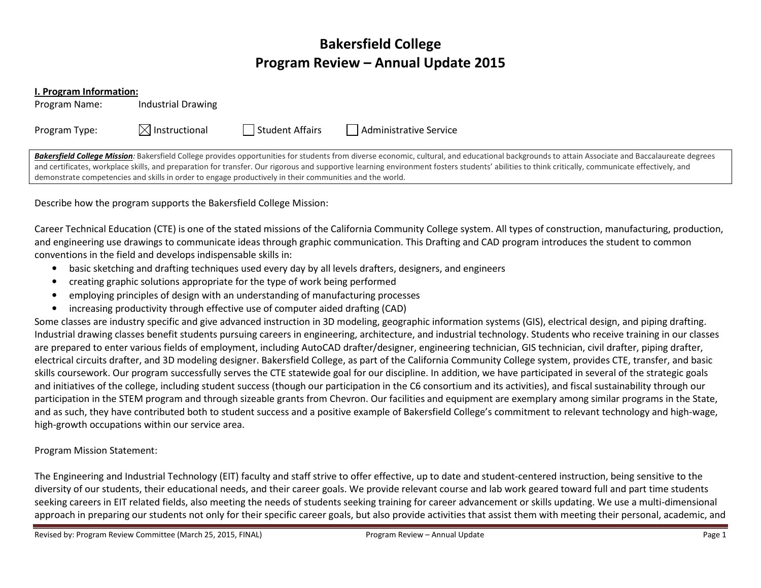# Bakersfield College
# Program Review – Annual Update 2015

**I. Program Information:**

Program Name: Industrial Drawing

Program Type: ☒ Instructional ☐ Student Affairs ☐ Administrative Service

***Bakersfield College Mission**:* Bakersfield College provides opportunities for students from diverse economic, cultural, and educational backgrounds to attain Associate and Baccalaureate degrees and certificates, workplace skills, and preparation for transfer. Our rigorous and supportive learning environment fosters students' abilities to think critically, communicate effectively, and demonstrate competencies and skills in order to engage productively in their communities and the world.

Describe how the program supports the Bakersfield College Mission:

Career Technical Education (CTE) is one of the stated missions of the California Community College system. All types of construction, manufacturing, production, and engineering use drawings to communicate ideas through graphic communication. This Drafting and CAD program introduces the student to common conventions in the field and develops indispensable skills in:

- basic sketching and drafting techniques used every day by all levels drafters, designers, and engineers
- creating graphic solutions appropriate for the type of work being performed
- employing principles of design with an understanding of manufacturing processes
- increasing productivity through effective use of computer aided drafting (CAD)

Some classes are industry specific and give advanced instruction in 3D modeling, geographic information systems (GIS), electrical design, and piping drafting. Industrial drawing classes benefit students pursuing careers in engineering, architecture, and industrial technology. Students who receive training in our classes are prepared to enter various fields of employment, including AutoCAD drafter/designer, engineering technician, GIS technician, civil drafter, piping drafter, electrical circuits drafter, and 3D modeling designer. Bakersfield College, as part of the California Community College system, provides CTE, transfer, and basic skills coursework. Our program successfully serves the CTE statewide goal for our discipline. In addition, we have participated in several of the strategic goals and initiatives of the college, including student success (though our participation in the C6 consortium and its activities), and fiscal sustainability through our participation in the STEM program and through sizeable grants from Chevron. Our facilities and equipment are exemplary among similar programs in the State, and as such, they have contributed both to student success and a positive example of Bakersfield College's commitment to relevant technology and high-wage, high-growth occupations within our service area.

Program Mission Statement:

The Engineering and Industrial Technology (EIT) faculty and staff strive to offer effective, up to date and student-centered instruction, being sensitive to the diversity of our students, their educational needs, and their career goals. We provide relevant course and lab work geared toward full and part time students seeking careers in EIT related fields, also meeting the needs of students seeking training for career advancement or skills updating. We use a multi-dimensional approach in preparing our students not only for their specific career goals, but also provide activities that assist them with meeting their personal, academic, and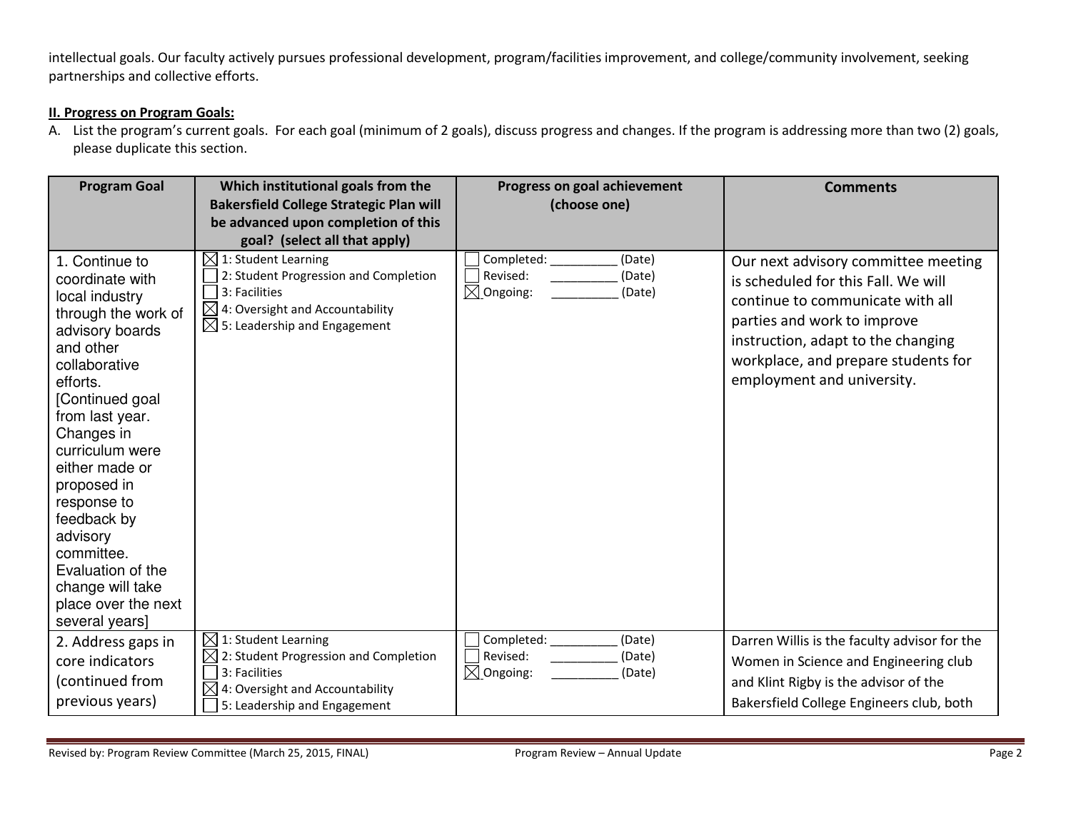intellectual goals. Our faculty actively pursues professional development, program/facilities improvement, and college/community involvement, seeking partnerships and collective efforts.

**II. Progress on Program Goals:**

A. List the program's current goals. For each goal (minimum of 2 goals), discuss progress and changes. If the program is addressing more than two (2) goals, please duplicate this section.

| Program Goal | Which institutional goals from the Bakersfield College Strategic Plan will be advanced upon completion of this goal? (select all that apply) | Progress on goal achievement (choose one) | Comments |
|---|---|---|---|
| 1. Continue to coordinate with local industry through the work of advisory boards and other collaborative efforts. [Continued goal from last year. Changes in curriculum were either made or proposed in response to feedback by advisory committee. Evaluation of the change will take place over the next several years] | ☒ 1: Student Learning<br>☐ 2: Student Progression and Completion<br>☐ 3: Facilities<br>☒ 4: Oversight and Accountability<br>☒ 5: Leadership and Engagement | ☐ Completed: __________ (Date)<br>☐ Revised: __________ (Date)<br>☒ Ongoing: __________ (Date) | Our next advisory committee meeting is scheduled for this Fall. We will continue to communicate with all parties and work to improve instruction, adapt to the changing workplace, and prepare students for employment and university. |
| 2. Address gaps in core indicators (continued from previous years) | ☒ 1: Student Learning<br>☒ 2: Student Progression and Completion<br>☐ 3: Facilities<br>☒ 4: Oversight and Accountability<br>☐ 5: Leadership and Engagement | ☐ Completed: __________ (Date)<br>☐ Revised: __________ (Date)<br>☒ Ongoing: __________ (Date) | Darren Willis is the faculty advisor for the Women in Science and Engineering club and Klint Rigby is the advisor of the Bakersfield College Engineers club, both |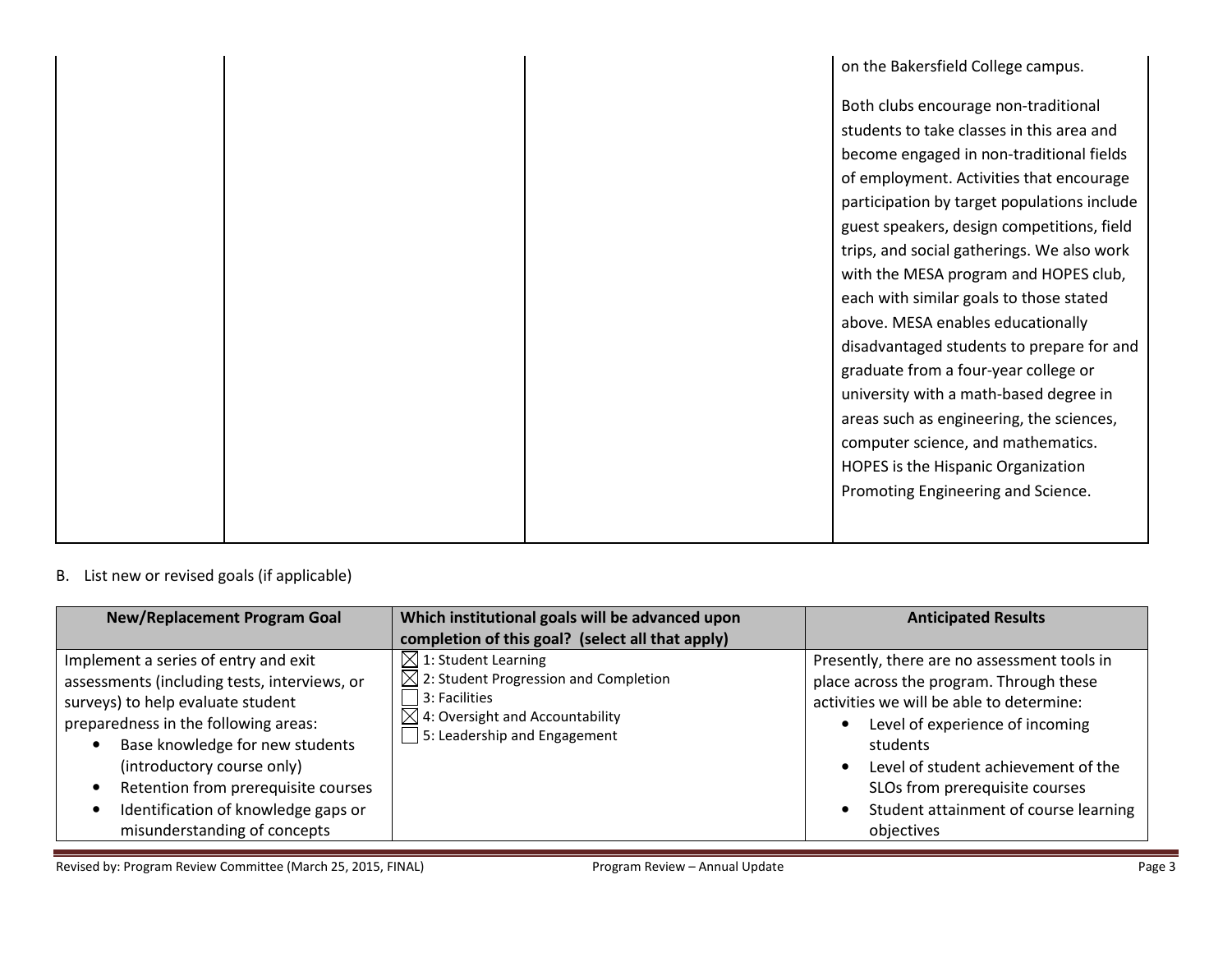| | | | |
|---|---|---|---|
| | | | on the Bakersfield College campus.<br><br>Both clubs encourage non-traditional students to take classes in this area and become engaged in non-traditional fields of employment. Activities that encourage participation by target populations include guest speakers, design competitions, field trips, and social gatherings. We also work with the MESA program and HOPES club, each with similar goals to those stated above. MESA enables educationally disadvantaged students to prepare for and graduate from a four-year college or university with a math-based degree in areas such as engineering, the sciences, computer science, and mathematics. HOPES is the Hispanic Organization Promoting Engineering and Science. |

B. List new or revised goals (if applicable)

| New/Replacement Program Goal | Which institutional goals will be advanced upon completion of this goal? (select all that apply) | Anticipated Results |
|---|---|---|
| Implement a series of entry and exit assessments (including tests, interviews, or surveys) to help evaluate student preparedness in the following areas:<br>• Base knowledge for new students (introductory course only)<br>• Retention from prerequisite courses<br>• Identification of knowledge gaps or misunderstanding of concepts | ☒ 1: Student Learning<br>☒ 2: Student Progression and Completion<br>☐ 3: Facilities<br>☒ 4: Oversight and Accountability<br>☐ 5: Leadership and Engagement | Presently, there are no assessment tools in place across the program. Through these activities we will be able to determine:<br>• Level of experience of incoming students<br>• Level of student achievement of the SLOs from prerequisite courses<br>• Student attainment of course learning objectives |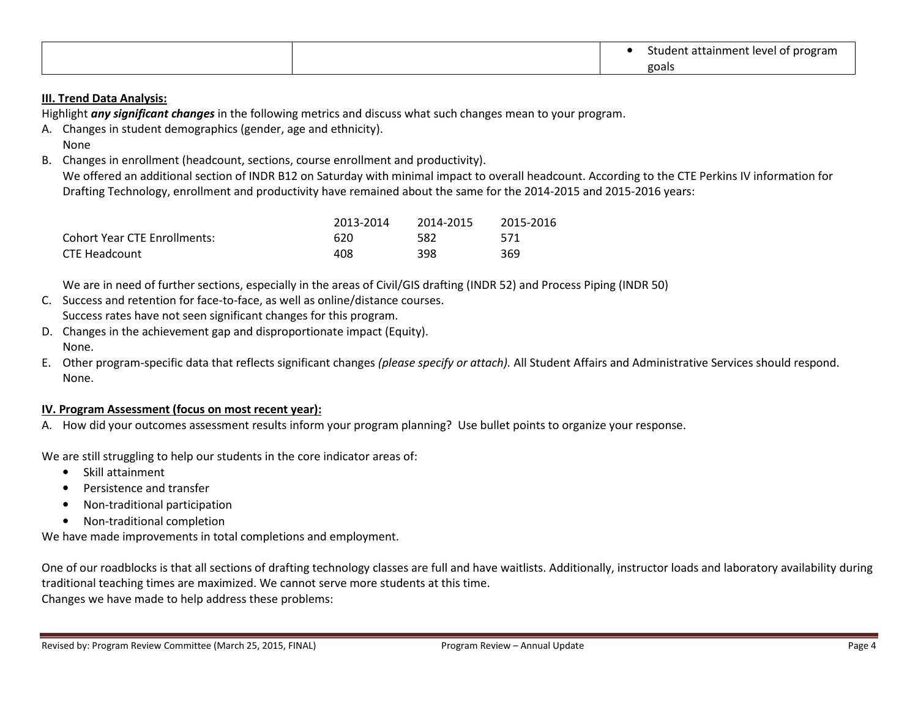| | | • Student attainment level of program goals |
|---|---|---|

**III. Trend Data Analysis:**

Highlight ***any significant changes*** in the following metrics and discuss what such changes mean to your program.

A. Changes in student demographics (gender, age and ethnicity).
   None

B. Changes in enrollment (headcount, sections, course enrollment and productivity).
   We offered an additional section of INDR B12 on Saturday with minimal impact to overall headcount. According to the CTE Perkins IV information for Drafting Technology, enrollment and productivity have remained about the same for the 2014-2015 and 2015-2016 years:

| | 2013-2014 | 2014-2015 | 2015-2016 |
|---|---|---|---|
| Cohort Year CTE Enrollments: | 620 | 582 | 571 |
| CTE Headcount | 408 | 398 | 369 |

   We are in need of further sections, especially in the areas of Civil/GIS drafting (INDR 52) and Process Piping (INDR 50)

C. Success and retention for face-to-face, as well as online/distance courses.
   Success rates have not seen significant changes for this program.

D. Changes in the achievement gap and disproportionate impact (Equity).
   None.

E. Other program-specific data that reflects significant changes *(please specify or attach).* All Student Affairs and Administrative Services should respond.
   None.

**IV. Program Assessment (focus on most recent year):**

A. How did your outcomes assessment results inform your program planning? Use bullet points to organize your response.

We are still struggling to help our students in the core indicator areas of:

- Skill attainment
- Persistence and transfer
- Non-traditional participation
- Non-traditional completion

We have made improvements in total completions and employment.

One of our roadblocks is that all sections of drafting technology classes are full and have waitlists. Additionally, instructor loads and laboratory availability during traditional teaching times are maximized. We cannot serve more students at this time.
Changes we have made to help address these problems: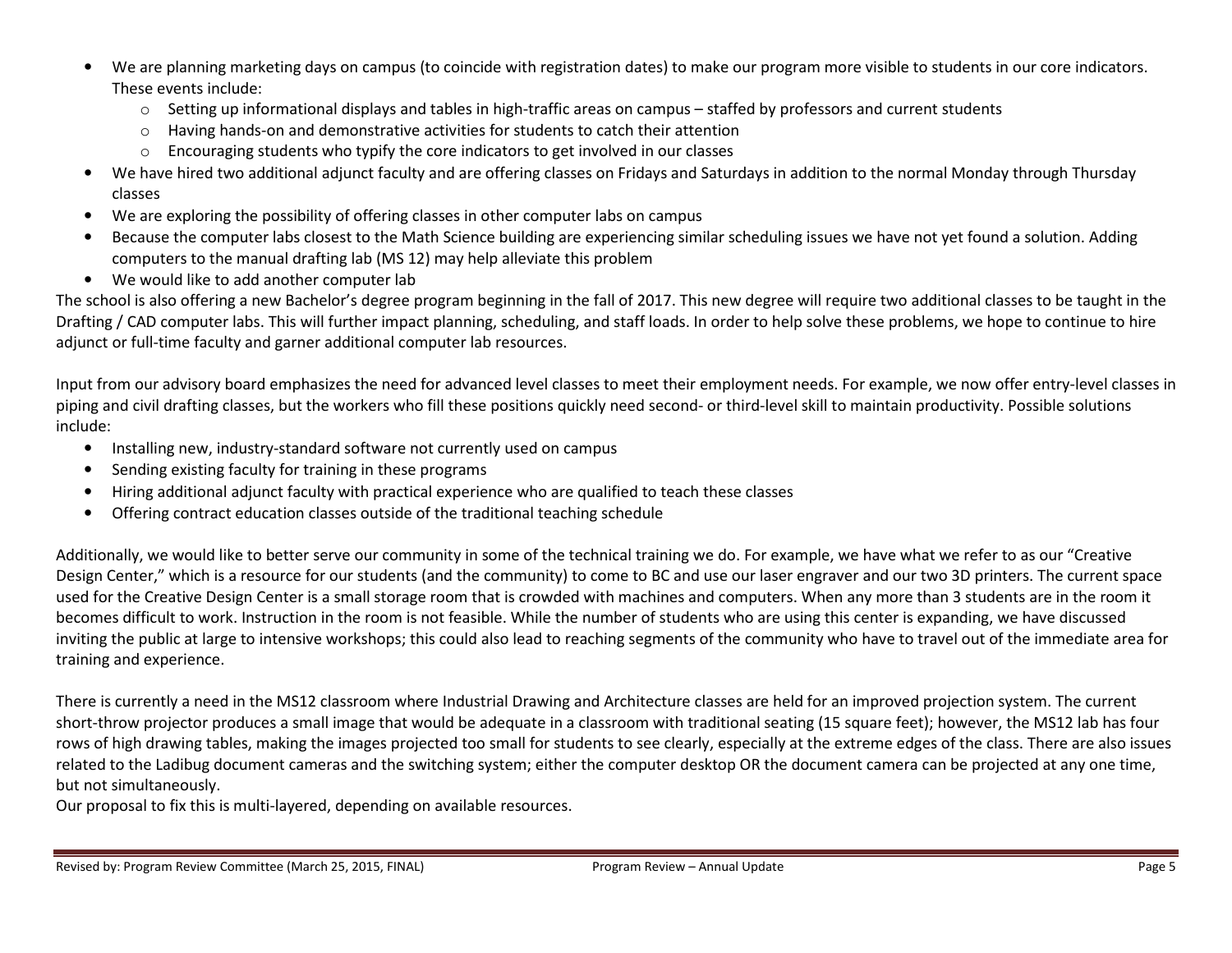- We are planning marketing days on campus (to coincide with registration dates) to make our program more visible to students in our core indicators. These events include:
  - Setting up informational displays and tables in high-traffic areas on campus – staffed by professors and current students
  - Having hands-on and demonstrative activities for students to catch their attention
  - Encouraging students who typify the core indicators to get involved in our classes
- We have hired two additional adjunct faculty and are offering classes on Fridays and Saturdays in addition to the normal Monday through Thursday classes
- We are exploring the possibility of offering classes in other computer labs on campus
- Because the computer labs closest to the Math Science building are experiencing similar scheduling issues we have not yet found a solution. Adding computers to the manual drafting lab (MS 12) may help alleviate this problem
- We would like to add another computer lab

The school is also offering a new Bachelor's degree program beginning in the fall of 2017. This new degree will require two additional classes to be taught in the Drafting / CAD computer labs. This will further impact planning, scheduling, and staff loads. In order to help solve these problems, we hope to continue to hire adjunct or full-time faculty and garner additional computer lab resources.

Input from our advisory board emphasizes the need for advanced level classes to meet their employment needs. For example, we now offer entry-level classes in piping and civil drafting classes, but the workers who fill these positions quickly need second- or third-level skill to maintain productivity. Possible solutions include:

- Installing new, industry-standard software not currently used on campus
- Sending existing faculty for training in these programs
- Hiring additional adjunct faculty with practical experience who are qualified to teach these classes
- Offering contract education classes outside of the traditional teaching schedule

Additionally, we would like to better serve our community in some of the technical training we do. For example, we have what we refer to as our "Creative Design Center," which is a resource for our students (and the community) to come to BC and use our laser engraver and our two 3D printers. The current space used for the Creative Design Center is a small storage room that is crowded with machines and computers. When any more than 3 students are in the room it becomes difficult to work. Instruction in the room is not feasible. While the number of students who are using this center is expanding, we have discussed inviting the public at large to intensive workshops; this could also lead to reaching segments of the community who have to travel out of the immediate area for training and experience.

There is currently a need in the MS12 classroom where Industrial Drawing and Architecture classes are held for an improved projection system. The current short-throw projector produces a small image that would be adequate in a classroom with traditional seating (15 square feet); however, the MS12 lab has four rows of high drawing tables, making the images projected too small for students to see clearly, especially at the extreme edges of the class. There are also issues related to the Ladibug document cameras and the switching system; either the computer desktop OR the document camera can be projected at any one time, but not simultaneously.

Our proposal to fix this is multi-layered, depending on available resources.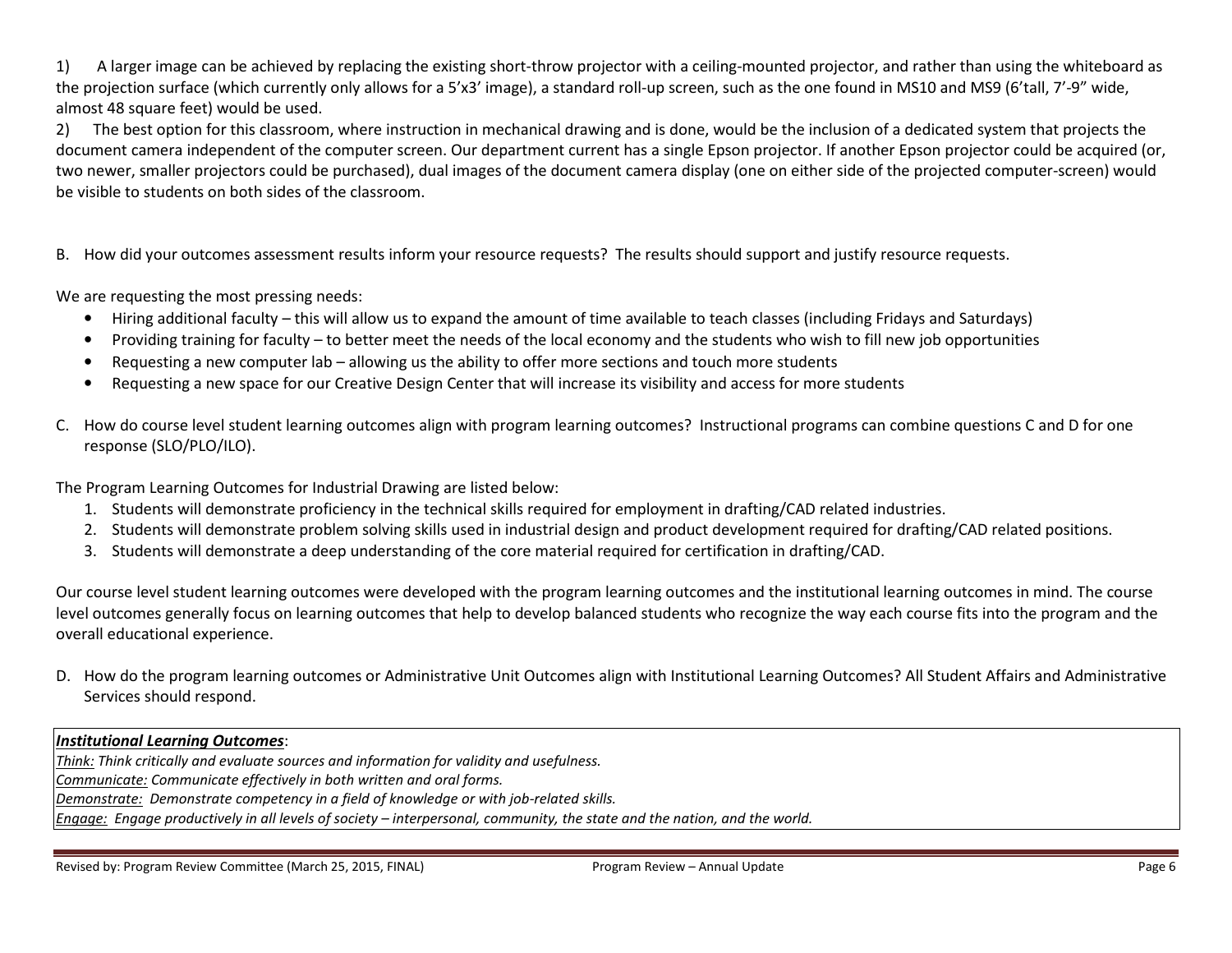1) A larger image can be achieved by replacing the existing short-throw projector with a ceiling-mounted projector, and rather than using the whiteboard as the projection surface (which currently only allows for a 5'x3' image), a standard roll-up screen, such as the one found in MS10 and MS9 (6'tall, 7'-9" wide, almost 48 square feet) would be used.

2) The best option for this classroom, where instruction in mechanical drawing and is done, would be the inclusion of a dedicated system that projects the document camera independent of the computer screen. Our department current has a single Epson projector. If another Epson projector could be acquired (or, two newer, smaller projectors could be purchased), dual images of the document camera display (one on either side of the projected computer-screen) would be visible to students on both sides of the classroom.

B. How did your outcomes assessment results inform your resource requests? The results should support and justify resource requests.

We are requesting the most pressing needs:

- Hiring additional faculty – this will allow us to expand the amount of time available to teach classes (including Fridays and Saturdays)
- Providing training for faculty – to better meet the needs of the local economy and the students who wish to fill new job opportunities
- Requesting a new computer lab – allowing us the ability to offer more sections and touch more students
- Requesting a new space for our Creative Design Center that will increase its visibility and access for more students

C. How do course level student learning outcomes align with program learning outcomes? Instructional programs can combine questions C and D for one response (SLO/PLO/ILO).

The Program Learning Outcomes for Industrial Drawing are listed below:

1. Students will demonstrate proficiency in the technical skills required for employment in drafting/CAD related industries.
2. Students will demonstrate problem solving skills used in industrial design and product development required for drafting/CAD related positions.
3. Students will demonstrate a deep understanding of the core material required for certification in drafting/CAD.

Our course level student learning outcomes were developed with the program learning outcomes and the institutional learning outcomes in mind. The course level outcomes generally focus on learning outcomes that help to develop balanced students who recognize the way each course fits into the program and the overall educational experience.

D. How do the program learning outcomes or Administrative Unit Outcomes align with Institutional Learning Outcomes? All Student Affairs and Administrative Services should respond.

***Institutional Learning Outcomes***:

*Think: Think critically and evaluate sources and information for validity and usefulness.*

*Communicate: Communicate effectively in both written and oral forms.*

*Demonstrate: Demonstrate competency in a field of knowledge or with job-related skills.*

*Engage: Engage productively in all levels of society – interpersonal, community, the state and the nation, and the world.*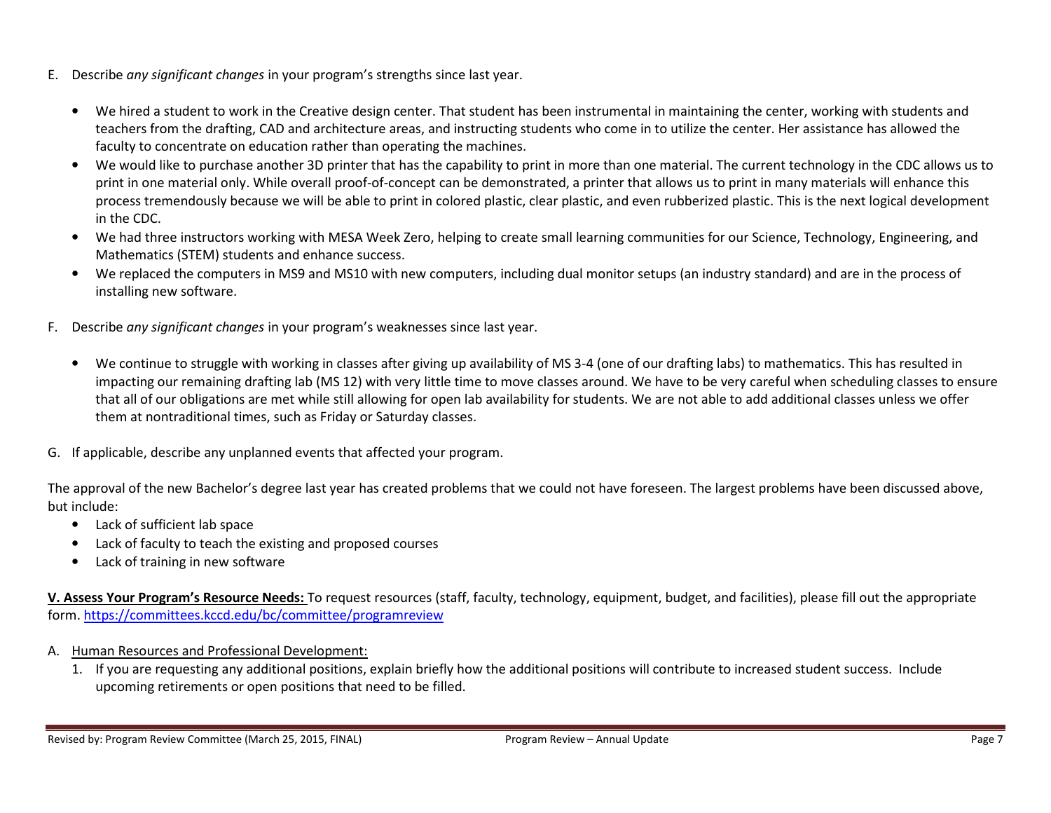E. Describe *any significant changes* in your program's strengths since last year.

- We hired a student to work in the Creative design center. That student has been instrumental in maintaining the center, working with students and teachers from the drafting, CAD and architecture areas, and instructing students who come in to utilize the center. Her assistance has allowed the faculty to concentrate on education rather than operating the machines.
- We would like to purchase another 3D printer that has the capability to print in more than one material. The current technology in the CDC allows us to print in one material only. While overall proof-of-concept can be demonstrated, a printer that allows us to print in many materials will enhance this process tremendously because we will be able to print in colored plastic, clear plastic, and even rubberized plastic. This is the next logical development in the CDC.
- We had three instructors working with MESA Week Zero, helping to create small learning communities for our Science, Technology, Engineering, and Mathematics (STEM) students and enhance success.
- We replaced the computers in MS9 and MS10 with new computers, including dual monitor setups (an industry standard) and are in the process of installing new software.

F. Describe *any significant changes* in your program's weaknesses since last year.

- We continue to struggle with working in classes after giving up availability of MS 3-4 (one of our drafting labs) to mathematics. This has resulted in impacting our remaining drafting lab (MS 12) with very little time to move classes around. We have to be very careful when scheduling classes to ensure that all of our obligations are met while still allowing for open lab availability for students. We are not able to add additional classes unless we offer them at nontraditional times, such as Friday or Saturday classes.

G. If applicable, describe any unplanned events that affected your program.

The approval of the new Bachelor's degree last year has created problems that we could not have foreseen. The largest problems have been discussed above, but include:

- Lack of sufficient lab space
- Lack of faculty to teach the existing and proposed courses
- Lack of training in new software

**V. Assess Your Program's Resource Needs:** To request resources (staff, faculty, technology, equipment, budget, and facilities), please fill out the appropriate form. https://committees.kccd.edu/bc/committee/programreview

A. Human Resources and Professional Development:

1. If you are requesting any additional positions, explain briefly how the additional positions will contribute to increased student success. Include upcoming retirements or open positions that need to be filled.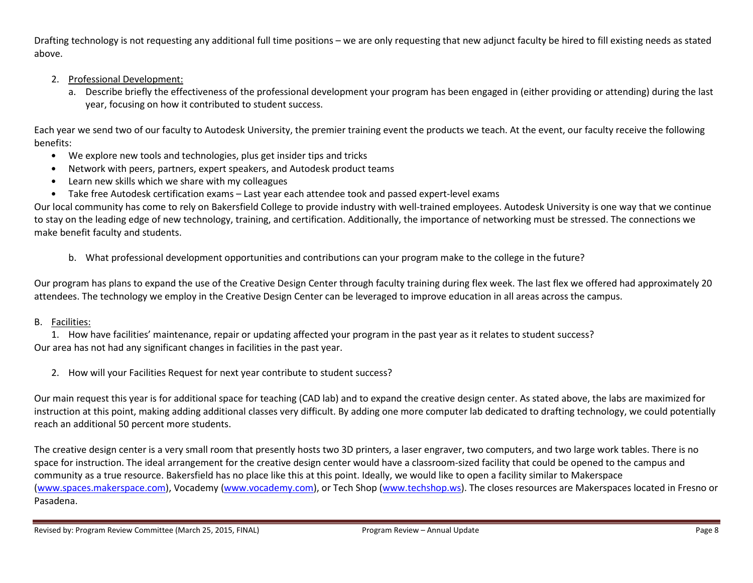Drafting technology is not requesting any additional full time positions – we are only requesting that new adjunct faculty be hired to fill existing needs as stated above.

2. Professional Development:
   a. Describe briefly the effectiveness of the professional development your program has been engaged in (either providing or attending) during the last year, focusing on how it contributed to student success.

Each year we send two of our faculty to Autodesk University, the premier training event the products we teach. At the event, our faculty receive the following benefits:

- We explore new tools and technologies, plus get insider tips and tricks
- Network with peers, partners, expert speakers, and Autodesk product teams
- Learn new skills which we share with my colleagues
- Take free Autodesk certification exams – Last year each attendee took and passed expert-level exams

Our local community has come to rely on Bakersfield College to provide industry with well-trained employees. Autodesk University is one way that we continue to stay on the leading edge of new technology, training, and certification. Additionally, the importance of networking must be stressed. The connections we make benefit faculty and students.

   b. What professional development opportunities and contributions can your program make to the college in the future?

Our program has plans to expand the use of the Creative Design Center through faculty training during flex week. The last flex we offered had approximately 20 attendees. The technology we employ in the Creative Design Center can be leveraged to improve education in all areas across the campus.

B. Facilities:

1. How have facilities' maintenance, repair or updating affected your program in the past year as it relates to student success?

Our area has not had any significant changes in facilities in the past year.

2. How will your Facilities Request for next year contribute to student success?

Our main request this year is for additional space for teaching (CAD lab) and to expand the creative design center. As stated above, the labs are maximized for instruction at this point, making adding additional classes very difficult. By adding one more computer lab dedicated to drafting technology, we could potentially reach an additional 50 percent more students.

The creative design center is a very small room that presently hosts two 3D printers, a laser engraver, two computers, and two large work tables. There is no space for instruction. The ideal arrangement for the creative design center would have a classroom-sized facility that could be opened to the campus and community as a true resource. Bakersfield has no place like this at this point. Ideally, we would like to open a facility similar to Makerspace (www.spaces.makerspace.com), Vocademy (www.vocademy.com), or Tech Shop (www.techshop.ws). The closes resources are Makerspaces located in Fresno or Pasadena.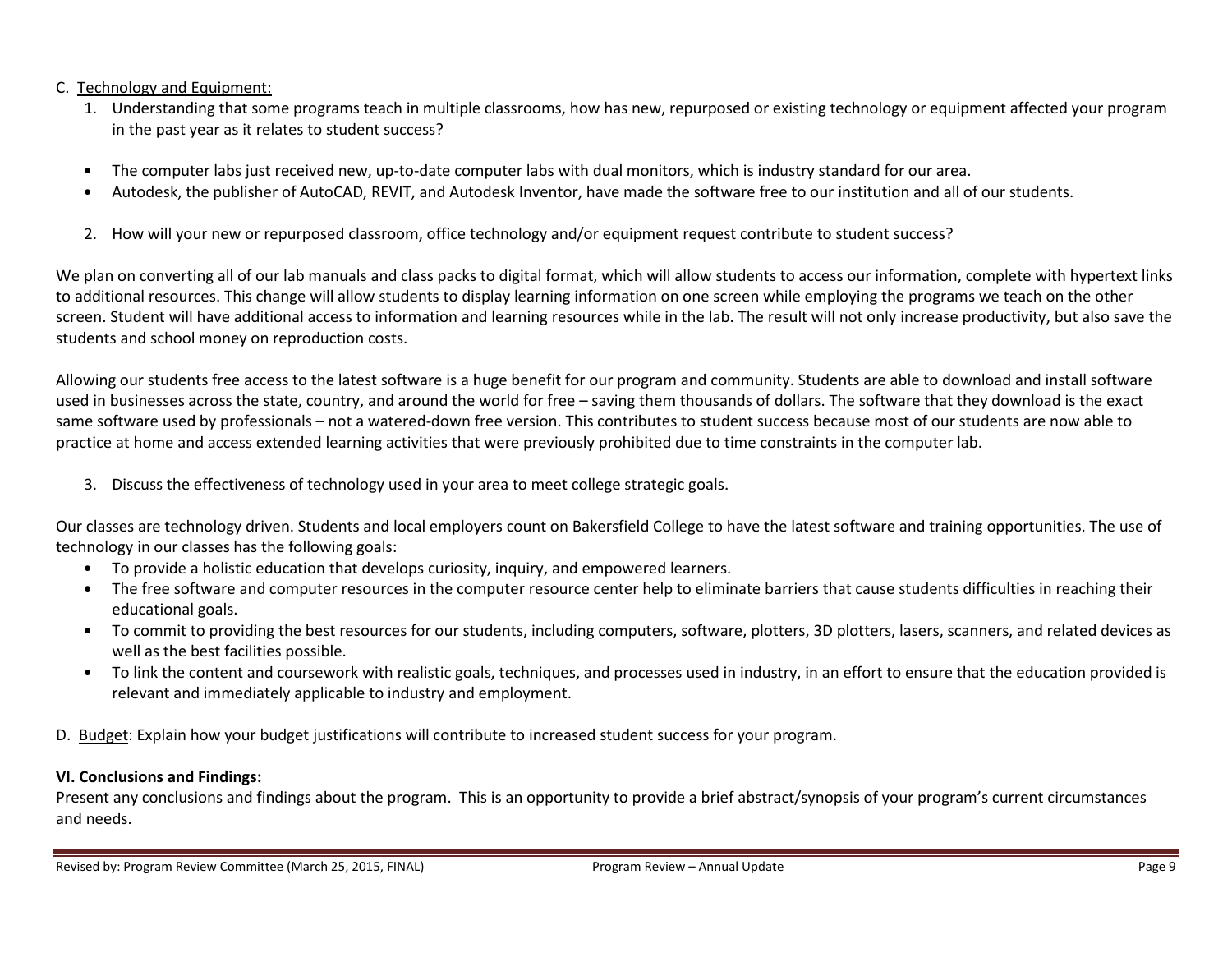C. Technology and Equipment:

1. Understanding that some programs teach in multiple classrooms, how has new, repurposed or existing technology or equipment affected your program in the past year as it relates to student success?

- The computer labs just received new, up-to-date computer labs with dual monitors, which is industry standard for our area.
- Autodesk, the publisher of AutoCAD, REVIT, and Autodesk Inventor, have made the software free to our institution and all of our students.

2. How will your new or repurposed classroom, office technology and/or equipment request contribute to student success?

We plan on converting all of our lab manuals and class packs to digital format, which will allow students to access our information, complete with hypertext links to additional resources. This change will allow students to display learning information on one screen while employing the programs we teach on the other screen. Student will have additional access to information and learning resources while in the lab. The result will not only increase productivity, but also save the students and school money on reproduction costs.

Allowing our students free access to the latest software is a huge benefit for our program and community. Students are able to download and install software used in businesses across the state, country, and around the world for free – saving them thousands of dollars. The software that they download is the exact same software used by professionals – not a watered-down free version. This contributes to student success because most of our students are now able to practice at home and access extended learning activities that were previously prohibited due to time constraints in the computer lab.

3. Discuss the effectiveness of technology used in your area to meet college strategic goals.

Our classes are technology driven. Students and local employers count on Bakersfield College to have the latest software and training opportunities. The use of technology in our classes has the following goals:

- To provide a holistic education that develops curiosity, inquiry, and empowered learners.
- The free software and computer resources in the computer resource center help to eliminate barriers that cause students difficulties in reaching their educational goals.
- To commit to providing the best resources for our students, including computers, software, plotters, 3D plotters, lasers, scanners, and related devices as well as the best facilities possible.
- To link the content and coursework with realistic goals, techniques, and processes used in industry, in an effort to ensure that the education provided is relevant and immediately applicable to industry and employment.

D. Budget: Explain how your budget justifications will contribute to increased student success for your program.

## VI. Conclusions and Findings:

Present any conclusions and findings about the program. This is an opportunity to provide a brief abstract/synopsis of your program's current circumstances and needs.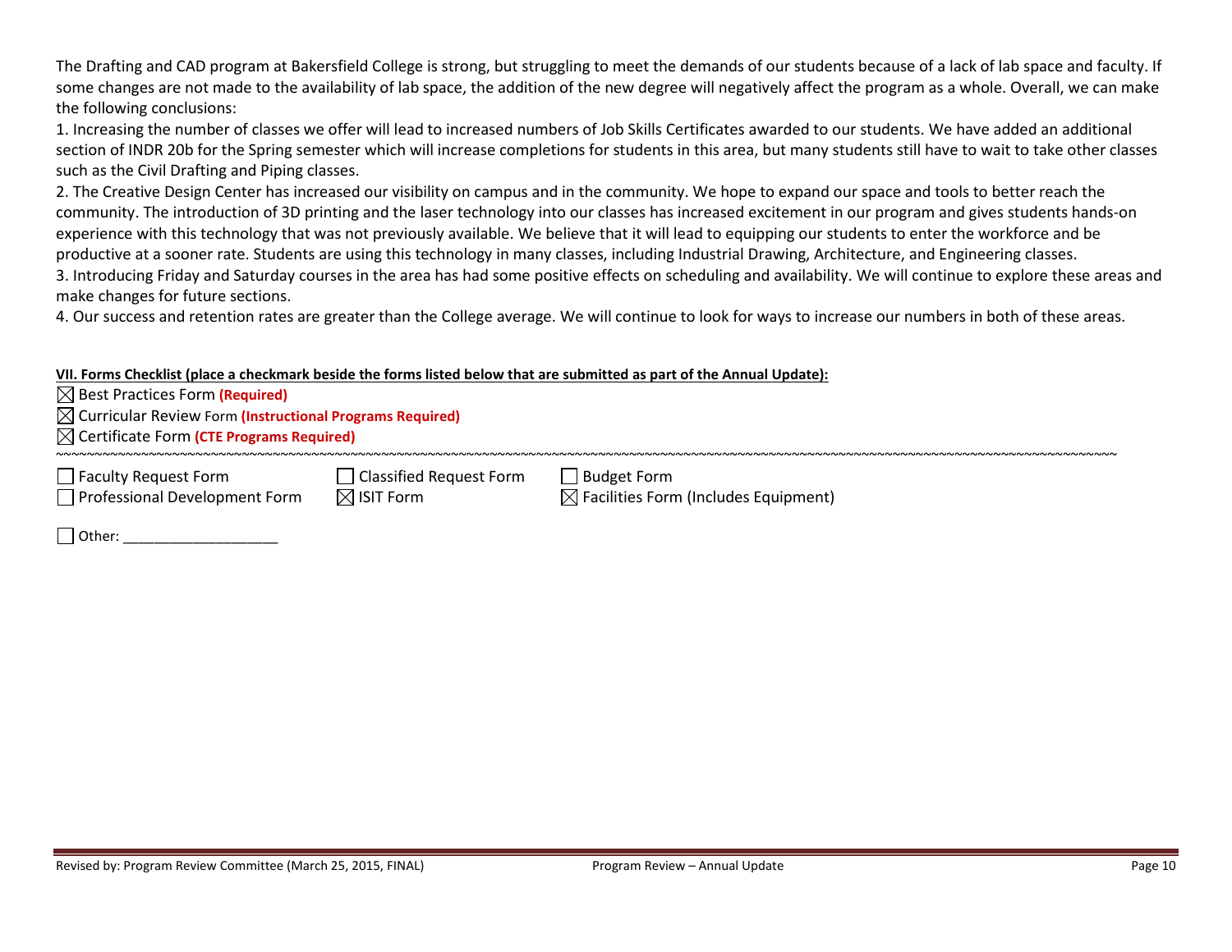The Drafting and CAD program at Bakersfield College is strong, but struggling to meet the demands of our students because of a lack of lab space and faculty. If some changes are not made to the availability of lab space, the addition of the new degree will negatively affect the program as a whole. Overall, we can make the following conclusions:

1. Increasing the number of classes we offer will lead to increased numbers of Job Skills Certificates awarded to our students. We have added an additional section of INDR 20b for the Spring semester which will increase completions for students in this area, but many students still have to wait to take other classes such as the Civil Drafting and Piping classes.
2. The Creative Design Center has increased our visibility on campus and in the community. We hope to expand our space and tools to better reach the community. The introduction of 3D printing and the laser technology into our classes has increased excitement in our program and gives students hands-on experience with this technology that was not previously available. We believe that it will lead to equipping our students to enter the workforce and be productive at a sooner rate. Students are using this technology in many classes, including Industrial Drawing, Architecture, and Engineering classes.
3. Introducing Friday and Saturday courses in the area has had some positive effects on scheduling and availability. We will continue to explore these areas and make changes for future sections.
4. Our success and retention rates are greater than the College average. We will continue to look for ways to increase our numbers in both of these areas.

**VII. Forms Checklist (place a checkmark beside the forms listed below that are submitted as part of the Annual Update):**

☒ Best Practices Form **(Required)**
☒ Curricular Review Form **(Instructional Programs Required)**
☒ Certificate Form **(CTE Programs Required)**

~~~~~~~~~~~~~~~~~~~~~~~~~~~~~~~~~~~~~~~~~~~~~~~~~~~~~~~~~~~~~~~~~~~~~~~~~~~~~~~~~~~~~~~~~~~~~~~~~~~~~~~~~~~~~~~~~~~~~~~~~~~~~~~~~~~~~~~~~~~~~~~~~~

☐ Faculty Request Form ☐ Classified Request Form ☐ Budget Form
☐ Professional Development Form ☒ ISIT Form ☒ Facilities Form (Includes Equipment)

☐ Other: ____________________